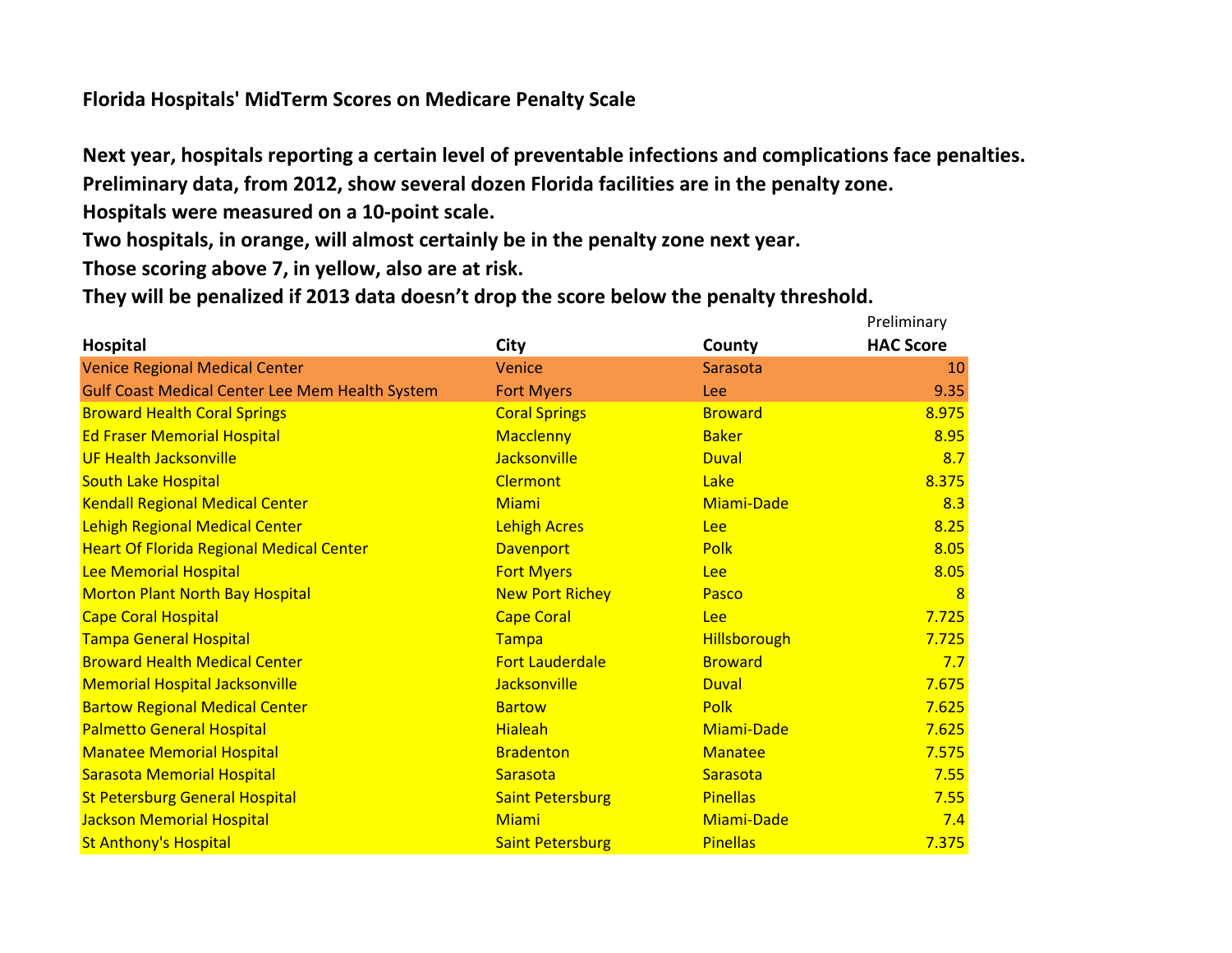# Florida Hospitals' MidTerm Scores on Medicare Penalty Scale

**Next year, hospitals reporting a certain level of preventable infections and complications face penalties.**
**Preliminary data, from 2012, show several dozen Florida facilities are in the penalty zone.**
**Hospitals were measured on a 10-point scale.**
**Two hospitals, in orange, will almost certainly be in the penalty zone next year.**
**Those scoring above 7, in yellow, also are at risk.**
**They will be penalized if 2013 data doesn't drop the score below the penalty threshold.**

| Hospital | City | County | Preliminary HAC Score |
|---|---|---|---|
| Venice Regional Medical Center | Venice | Sarasota | 10 |
| Gulf Coast Medical Center Lee Mem Health System | Fort Myers | Lee | 9.35 |
| Broward Health Coral Springs | Coral Springs | Broward | 8.975 |
| Ed Fraser Memorial Hospital | Macclenny | Baker | 8.95 |
| UF Health Jacksonville | Jacksonville | Duval | 8.7 |
| South Lake Hospital | Clermont | Lake | 8.375 |
| Kendall Regional Medical Center | Miami | Miami-Dade | 8.3 |
| Lehigh Regional Medical Center | Lehigh Acres | Lee | 8.25 |
| Heart Of Florida Regional Medical Center | Davenport | Polk | 8.05 |
| Lee Memorial Hospital | Fort Myers | Lee | 8.05 |
| Morton Plant North Bay Hospital | New Port Richey | Pasco | 8 |
| Cape Coral Hospital | Cape Coral | Lee | 7.725 |
| Tampa General Hospital | Tampa | Hillsborough | 7.725 |
| Broward Health Medical Center | Fort Lauderdale | Broward | 7.7 |
| Memorial Hospital Jacksonville | Jacksonville | Duval | 7.675 |
| Bartow Regional Medical Center | Bartow | Polk | 7.625 |
| Palmetto General Hospital | Hialeah | Miami-Dade | 7.625 |
| Manatee Memorial Hospital | Bradenton | Manatee | 7.575 |
| Sarasota Memorial Hospital | Sarasota | Sarasota | 7.55 |
| St Petersburg General Hospital | Saint Petersburg | Pinellas | 7.55 |
| Jackson Memorial Hospital | Miami | Miami-Dade | 7.4 |
| St Anthony's Hospital | Saint Petersburg | Pinellas | 7.375 |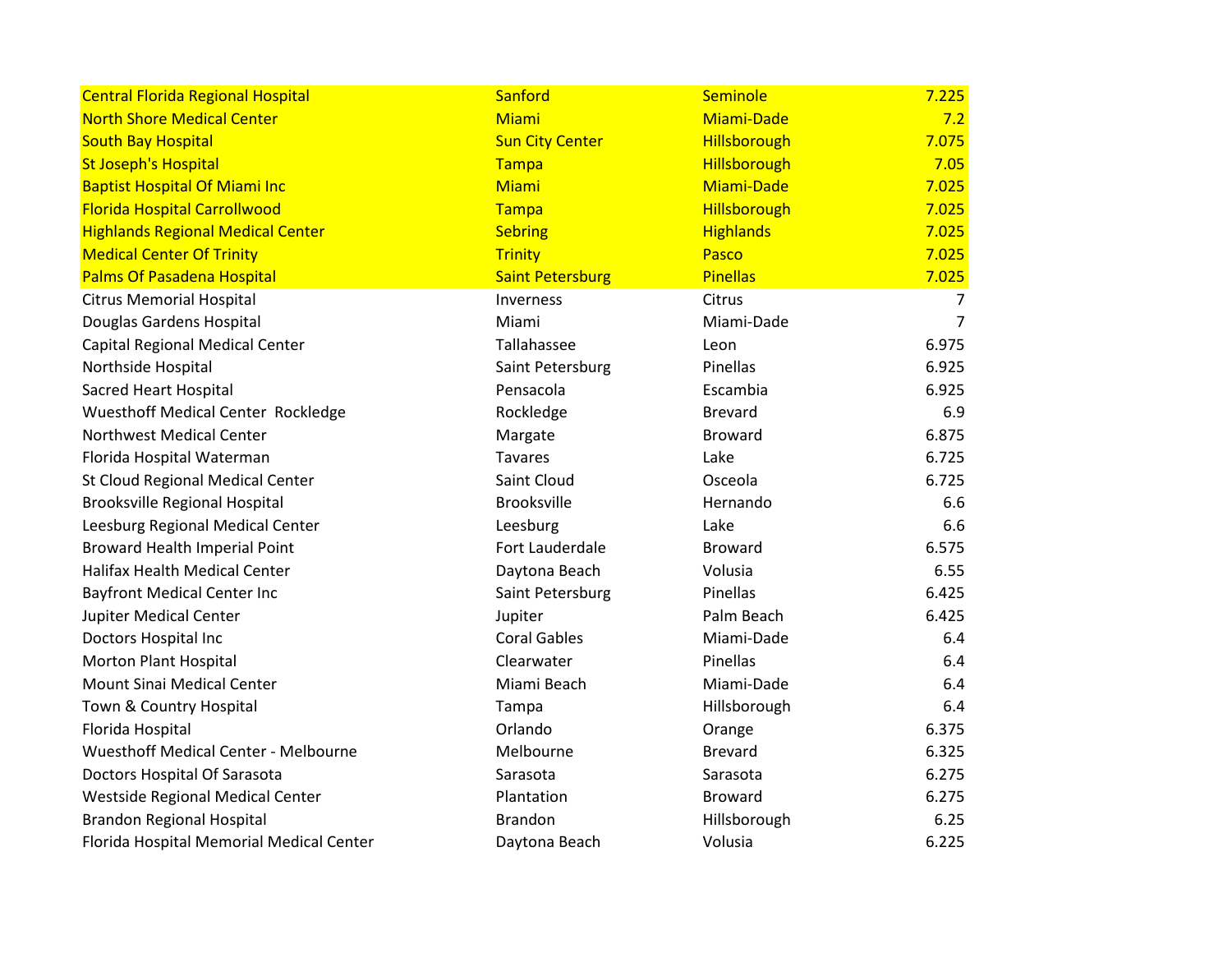| | | | |
|---|---|---|---|
| Central Florida Regional Hospital | Sanford | Seminole | 7.225 |
| North Shore Medical Center | Miami | Miami-Dade | 7.2 |
| South Bay Hospital | Sun City Center | Hillsborough | 7.075 |
| St Joseph's Hospital | Tampa | Hillsborough | 7.05 |
| Baptist Hospital Of Miami Inc | Miami | Miami-Dade | 7.025 |
| Florida Hospital Carrollwood | Tampa | Hillsborough | 7.025 |
| Highlands Regional Medical Center | Sebring | Highlands | 7.025 |
| Medical Center Of Trinity | Trinity | Pasco | 7.025 |
| Palms Of Pasadena Hospital | Saint Petersburg | Pinellas | 7.025 |
| Citrus Memorial Hospital | Inverness | Citrus | 7 |
| Douglas Gardens Hospital | Miami | Miami-Dade | 7 |
| Capital Regional Medical Center | Tallahassee | Leon | 6.975 |
| Northside Hospital | Saint Petersburg | Pinellas | 6.925 |
| Sacred Heart Hospital | Pensacola | Escambia | 6.925 |
| Wuesthoff Medical Center Rockledge | Rockledge | Brevard | 6.9 |
| Northwest Medical Center | Margate | Broward | 6.875 |
| Florida Hospital Waterman | Tavares | Lake | 6.725 |
| St Cloud Regional Medical Center | Saint Cloud | Osceola | 6.725 |
| Brooksville Regional Hospital | Brooksville | Hernando | 6.6 |
| Leesburg Regional Medical Center | Leesburg | Lake | 6.6 |
| Broward Health Imperial Point | Fort Lauderdale | Broward | 6.575 |
| Halifax Health Medical Center | Daytona Beach | Volusia | 6.55 |
| Bayfront Medical Center Inc | Saint Petersburg | Pinellas | 6.425 |
| Jupiter Medical Center | Jupiter | Palm Beach | 6.425 |
| Doctors Hospital Inc | Coral Gables | Miami-Dade | 6.4 |
| Morton Plant Hospital | Clearwater | Pinellas | 6.4 |
| Mount Sinai Medical Center | Miami Beach | Miami-Dade | 6.4 |
| Town & Country Hospital | Tampa | Hillsborough | 6.4 |
| Florida Hospital | Orlando | Orange | 6.375 |
| Wuesthoff Medical Center - Melbourne | Melbourne | Brevard | 6.325 |
| Doctors Hospital Of Sarasota | Sarasota | Sarasota | 6.275 |
| Westside Regional Medical Center | Plantation | Broward | 6.275 |
| Brandon Regional Hospital | Brandon | Hillsborough | 6.25 |
| Florida Hospital Memorial Medical Center | Daytona Beach | Volusia | 6.225 |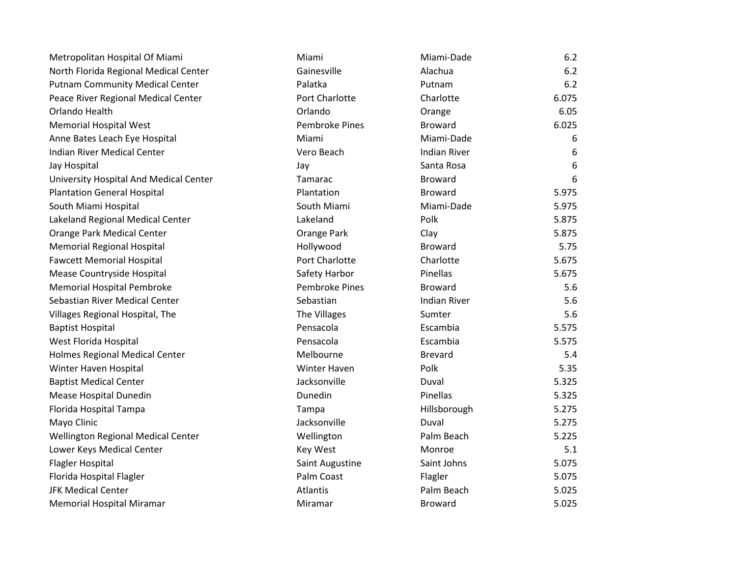| | | | |
|---|---|---|---|
| Metropolitan Hospital Of Miami | Miami | Miami-Dade | 6.2 |
| North Florida Regional Medical Center | Gainesville | Alachua | 6.2 |
| Putnam Community Medical Center | Palatka | Putnam | 6.2 |
| Peace River Regional Medical Center | Port Charlotte | Charlotte | 6.075 |
| Orlando Health | Orlando | Orange | 6.05 |
| Memorial Hospital West | Pembroke Pines | Broward | 6.025 |
| Anne Bates Leach Eye Hospital | Miami | Miami-Dade | 6 |
| Indian River Medical Center | Vero Beach | Indian River | 6 |
| Jay Hospital | Jay | Santa Rosa | 6 |
| University Hospital And Medical Center | Tamarac | Broward | 6 |
| Plantation General Hospital | Plantation | Broward | 5.975 |
| South Miami Hospital | South Miami | Miami-Dade | 5.975 |
| Lakeland Regional Medical Center | Lakeland | Polk | 5.875 |
| Orange Park Medical Center | Orange Park | Clay | 5.875 |
| Memorial Regional Hospital | Hollywood | Broward | 5.75 |
| Fawcett Memorial Hospital | Port Charlotte | Charlotte | 5.675 |
| Mease Countryside Hospital | Safety Harbor | Pinellas | 5.675 |
| Memorial Hospital Pembroke | Pembroke Pines | Broward | 5.6 |
| Sebastian River Medical Center | Sebastian | Indian River | 5.6 |
| Villages Regional Hospital, The | The Villages | Sumter | 5.6 |
| Baptist Hospital | Pensacola | Escambia | 5.575 |
| West Florida Hospital | Pensacola | Escambia | 5.575 |
| Holmes Regional Medical Center | Melbourne | Brevard | 5.4 |
| Winter Haven Hospital | Winter Haven | Polk | 5.35 |
| Baptist Medical Center | Jacksonville | Duval | 5.325 |
| Mease Hospital Dunedin | Dunedin | Pinellas | 5.325 |
| Florida Hospital Tampa | Tampa | Hillsborough | 5.275 |
| Mayo Clinic | Jacksonville | Duval | 5.275 |
| Wellington Regional Medical Center | Wellington | Palm Beach | 5.225 |
| Lower Keys Medical Center | Key West | Monroe | 5.1 |
| Flagler Hospital | Saint Augustine | Saint Johns | 5.075 |
| Florida Hospital Flagler | Palm Coast | Flagler | 5.075 |
| JFK Medical Center | Atlantis | Palm Beach | 5.025 |
| Memorial Hospital Miramar | Miramar | Broward | 5.025 |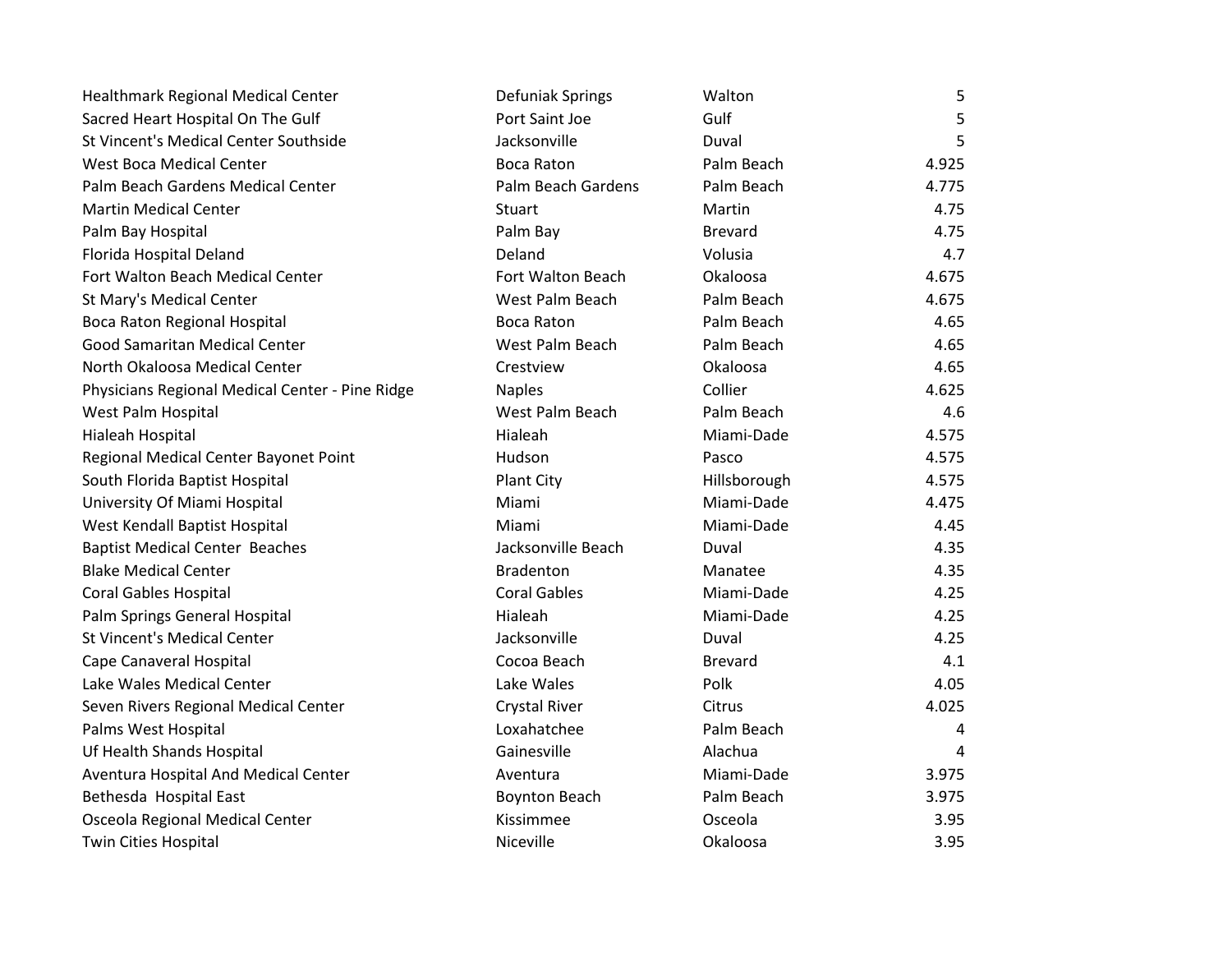| | | | |
|---|---|---|---|
| Healthmark Regional Medical Center | Defuniak Springs | Walton | 5 |
| Sacred Heart Hospital On The Gulf | Port Saint Joe | Gulf | 5 |
| St Vincent's Medical Center Southside | Jacksonville | Duval | 5 |
| West Boca Medical Center | Boca Raton | Palm Beach | 4.925 |
| Palm Beach Gardens Medical Center | Palm Beach Gardens | Palm Beach | 4.775 |
| Martin Medical Center | Stuart | Martin | 4.75 |
| Palm Bay Hospital | Palm Bay | Brevard | 4.75 |
| Florida Hospital Deland | Deland | Volusia | 4.7 |
| Fort Walton Beach Medical Center | Fort Walton Beach | Okaloosa | 4.675 |
| St Mary's Medical Center | West Palm Beach | Palm Beach | 4.675 |
| Boca Raton Regional Hospital | Boca Raton | Palm Beach | 4.65 |
| Good Samaritan Medical Center | West Palm Beach | Palm Beach | 4.65 |
| North Okaloosa Medical Center | Crestview | Okaloosa | 4.65 |
| Physicians Regional Medical Center - Pine Ridge | Naples | Collier | 4.625 |
| West Palm Hospital | West Palm Beach | Palm Beach | 4.6 |
| Hialeah Hospital | Hialeah | Miami-Dade | 4.575 |
| Regional Medical Center Bayonet Point | Hudson | Pasco | 4.575 |
| South Florida Baptist Hospital | Plant City | Hillsborough | 4.575 |
| University Of Miami Hospital | Miami | Miami-Dade | 4.475 |
| West Kendall Baptist Hospital | Miami | Miami-Dade | 4.45 |
| Baptist Medical Center Beaches | Jacksonville Beach | Duval | 4.35 |
| Blake Medical Center | Bradenton | Manatee | 4.35 |
| Coral Gables Hospital | Coral Gables | Miami-Dade | 4.25 |
| Palm Springs General Hospital | Hialeah | Miami-Dade | 4.25 |
| St Vincent's Medical Center | Jacksonville | Duval | 4.25 |
| Cape Canaveral Hospital | Cocoa Beach | Brevard | 4.1 |
| Lake Wales Medical Center | Lake Wales | Polk | 4.05 |
| Seven Rivers Regional Medical Center | Crystal River | Citrus | 4.025 |
| Palms West Hospital | Loxahatchee | Palm Beach | 4 |
| Uf Health Shands Hospital | Gainesville | Alachua | 4 |
| Aventura Hospital And Medical Center | Aventura | Miami-Dade | 3.975 |
| Bethesda Hospital East | Boynton Beach | Palm Beach | 3.975 |
| Osceola Regional Medical Center | Kissimmee | Osceola | 3.95 |
| Twin Cities Hospital | Niceville | Okaloosa | 3.95 |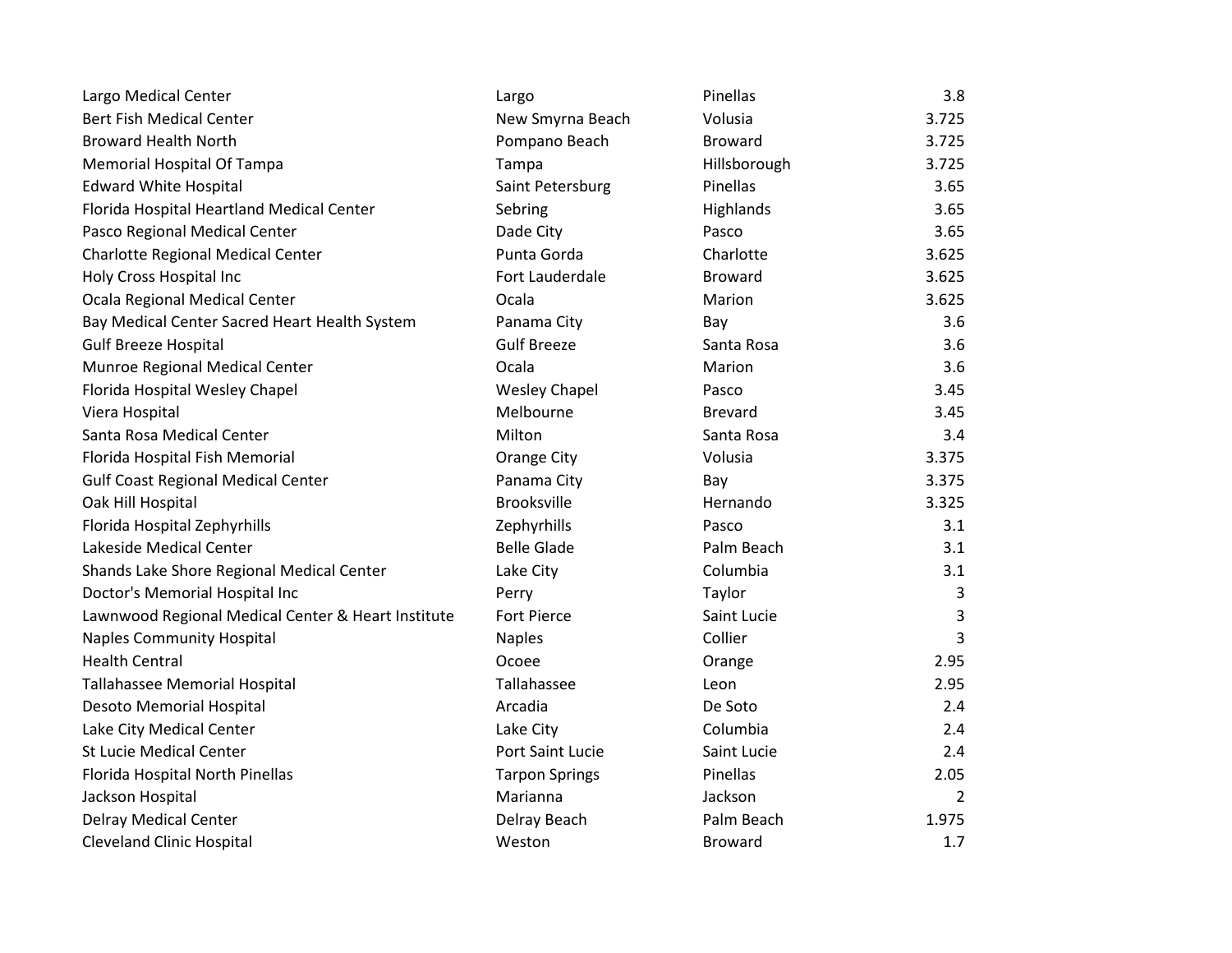| | | | |
|---|---|---|---|
| Largo Medical Center | Largo | Pinellas | 3.8 |
| Bert Fish Medical Center | New Smyrna Beach | Volusia | 3.725 |
| Broward Health North | Pompano Beach | Broward | 3.725 |
| Memorial Hospital Of Tampa | Tampa | Hillsborough | 3.725 |
| Edward White Hospital | Saint Petersburg | Pinellas | 3.65 |
| Florida Hospital Heartland Medical Center | Sebring | Highlands | 3.65 |
| Pasco Regional Medical Center | Dade City | Pasco | 3.65 |
| Charlotte Regional Medical Center | Punta Gorda | Charlotte | 3.625 |
| Holy Cross Hospital Inc | Fort Lauderdale | Broward | 3.625 |
| Ocala Regional Medical Center | Ocala | Marion | 3.625 |
| Bay Medical Center Sacred Heart Health System | Panama City | Bay | 3.6 |
| Gulf Breeze Hospital | Gulf Breeze | Santa Rosa | 3.6 |
| Munroe Regional Medical Center | Ocala | Marion | 3.6 |
| Florida Hospital Wesley Chapel | Wesley Chapel | Pasco | 3.45 |
| Viera Hospital | Melbourne | Brevard | 3.45 |
| Santa Rosa Medical Center | Milton | Santa Rosa | 3.4 |
| Florida Hospital Fish Memorial | Orange City | Volusia | 3.375 |
| Gulf Coast Regional Medical Center | Panama City | Bay | 3.375 |
| Oak Hill Hospital | Brooksville | Hernando | 3.325 |
| Florida Hospital Zephyrhills | Zephyrhills | Pasco | 3.1 |
| Lakeside Medical Center | Belle Glade | Palm Beach | 3.1 |
| Shands Lake Shore Regional Medical Center | Lake City | Columbia | 3.1 |
| Doctor's Memorial Hospital Inc | Perry | Taylor | 3 |
| Lawnwood Regional Medical Center & Heart Institute | Fort Pierce | Saint Lucie | 3 |
| Naples Community Hospital | Naples | Collier | 3 |
| Health Central | Ocoee | Orange | 2.95 |
| Tallahassee Memorial Hospital | Tallahassee | Leon | 2.95 |
| Desoto Memorial Hospital | Arcadia | De Soto | 2.4 |
| Lake City Medical Center | Lake City | Columbia | 2.4 |
| St Lucie Medical Center | Port Saint Lucie | Saint Lucie | 2.4 |
| Florida Hospital North Pinellas | Tarpon Springs | Pinellas | 2.05 |
| Jackson Hospital | Marianna | Jackson | 2 |
| Delray Medical Center | Delray Beach | Palm Beach | 1.975 |
| Cleveland Clinic Hospital | Weston | Broward | 1.7 |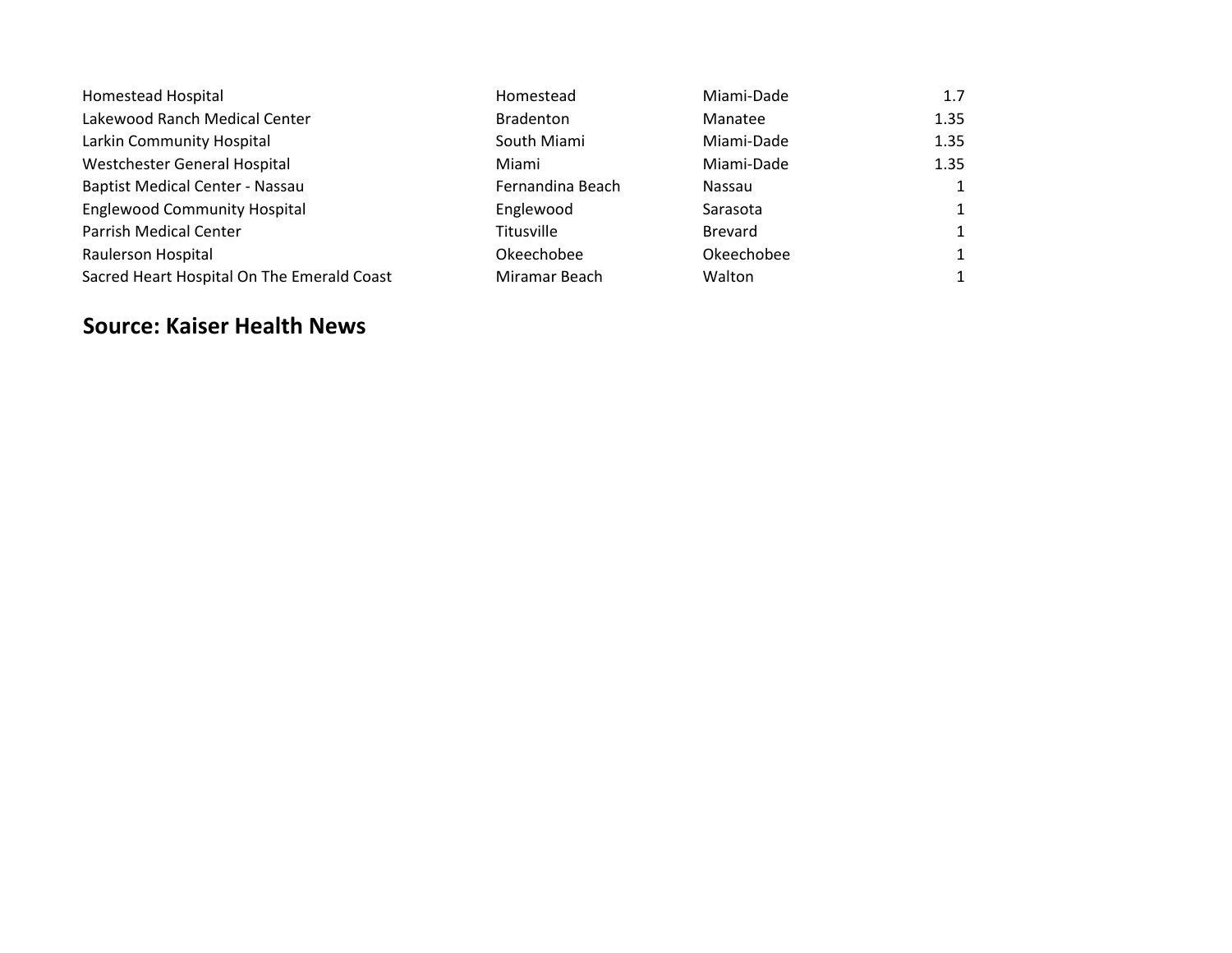| | | | |
|---|---|---|---|
| Homestead Hospital | Homestead | Miami-Dade | 1.7 |
| Lakewood Ranch Medical Center | Bradenton | Manatee | 1.35 |
| Larkin Community Hospital | South Miami | Miami-Dade | 1.35 |
| Westchester General Hospital | Miami | Miami-Dade | 1.35 |
| Baptist Medical Center - Nassau | Fernandina Beach | Nassau | 1 |
| Englewood Community Hospital | Englewood | Sarasota | 1 |
| Parrish Medical Center | Titusville | Brevard | 1 |
| Raulerson Hospital | Okeechobee | Okeechobee | 1 |
| Sacred Heart Hospital On The Emerald Coast | Miramar Beach | Walton | 1 |

**Source: Kaiser Health News**